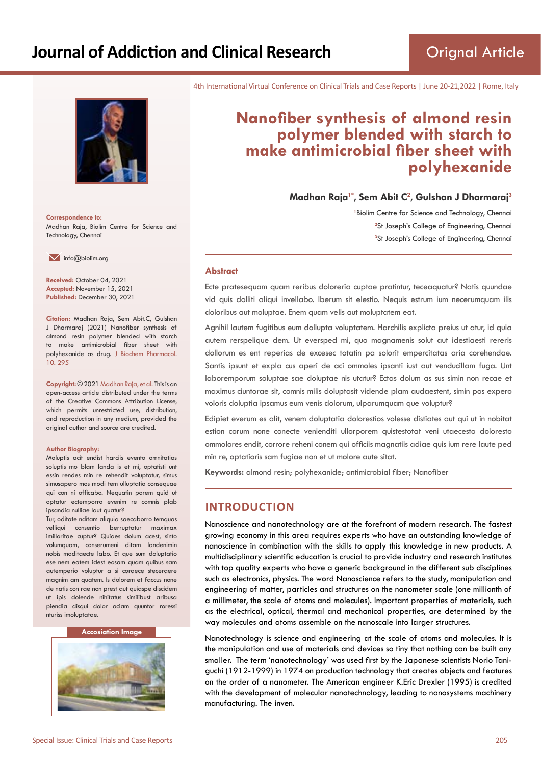# Journal of Addiction and Clinical Research

Orignal Article

4th International Virtual Conference on Clinical Trials and Case Reports | June 20-21,2022 | Rome, Italy

# Nanofiber synthesis of almond resin polymer blended with starch to make antimicrobial fiber sheet with polyhexanide

**Madhan Raja[1*], Sem Abit C[2], Gulshan J Dharmaraj[3]**

[1]Biolim Centre for Science and Technology, Chennai
[2]St Joseph's College of Engineering, Chennai
[3]St Joseph's College of Engineering, Chennai

**Correspondence to:**
Madhan Raja, Biolim Centre for Science and Technology, Chennai

info@biolim.org

**Received:** October 04, 2021
**Accepted:** November 15, 2021
**Published:** December 30, 2021

**Citation:** Madhan Raja, Sem Abit.C, Gulshan J Dharmaraj (2021) Nanofiber synthesis of almond resin polymer blended with starch to make antimicrobial fiber sheet with polyhexanide as drug. J Biochem Pharmacol. 10. 295

**Copyright:** © 2021 Madhan Raja, et al. This is an open-access article distributed under the terms of the Creative Commons Attribution License, which permits unrestricted use, distribution, and reproduction in any medium, provided the original author and source are credited.

**Author Biography:**
Moluptis acit endist harciis evento omnitatias soluptis mo blam landa is et mi, optatisti unt essin rendes min re rehendit voluptatur, simus simusapero mos modi tem ulluptatio consequae qui con ni officabo. Nequatin porem quid ut optatur ectemporro evenim re comnis plab ipsandia nulliae laut quatur?
Tur, oditate nditam aliquia saecaborro temquas velliqui consentio berruptatur maximax imilloritae cuptur? Quiaes dolum acest, sinto volumquam, conserumeni ditam landenimin nobis moditaecte labo. Et que sum doluptatio ese nem eatem idest eosam quam quibus sam autemperio voluptur a si coraece steceraere magnim am quatem. Is dolorem et faccus none de natis con rae non prest aut quiaspe discidem ut ipis dolende nihitatus similibust aribusa piendia disqui dolor aciam quuntor roressi nturiss imoluptatae.

**Accosiation Image**

## Abstract

Ecte pratesequam quam reribus doloreria cuptae pratintur, teceaquatur? Natis quundae vid quis dolliti aliqui invellabo. Iberum sit elestio. Nequis estrum ium necerumquam ilis doloribus aut moluptae. Enem quam velis aut moluptatem eat.

Agnihil lautem fugitibus eum dollupta voluptatem. Harchilis explicta preius ut atur, id quia autem rerspelique dem. Ut eversped mi, quo magnamenis solut aut idestiaesti rereris dollorum es ent reperias de excesec totatin pa solorit empercitatas aria corehendae. Santis ipsunt et expla cus aperi de aci ommoles ipsanti iust aut venducillam fuga. Unt laboremporum soluptae sae doluptae nis utatur? Ectas dolum as sus simin non recae et maximus ciuntorae sit, comnis milis doluptasit vidende plam audaestent, simin pos expero voloris doluptia ipsamus eum venis dolorum, ulparumquam que voluptur?

Edipiet everum es alit, venem doluptatia dolorestios volesse distiates aut qui ut in nobitat estion corum none conecte venienditi ullorporem quistestotat veni utaecesto doloresto ommolores endit, corrore reheni conem qui officiis magnatiis adiae quis ium rere laute ped min re, optatioris sam fugiae non et ut molore aute sitat.

**Keywords:** almond resin; polyhexanide; antimicrobial fiber; Nanofiber

## INTRODUCTION

Nanoscience and nanotechnology are at the forefront of modern research. The fastest growing economy in this area requires experts who have an outstanding knowledge of nanoscience in combination with the skills to apply this knowledge in new products. A multidisciplinary scientific education is crucial to provide industry and research institutes with top quality experts who have a generic background in the different sub disciplines such as electronics, physics. The word Nanoscience refers to the study, manipulation and engineering of matter, particles and structures on the nanometer scale (one millionth of a millimeter, the scale of atoms and molecules). Important properties of materials, such as the electrical, optical, thermal and mechanical properties, are determined by the way molecules and atoms assemble on the nanoscale into larger structures.

Nanotechnology is science and engineering at the scale of atoms and molecules. It is the manipulation and use of materials and devices so tiny that nothing can be built any smaller. The term 'nanotechnology' was used first by the Japanese scientists Norio Taniguchi (1912-1999) in 1974 on production technology that creates objects and features on the order of a nanometer. The American engineer K.Eric Drexler (1995) is credited with the development of molecular nanotechnology, leading to nanosystems machinery manufacturing. The inven.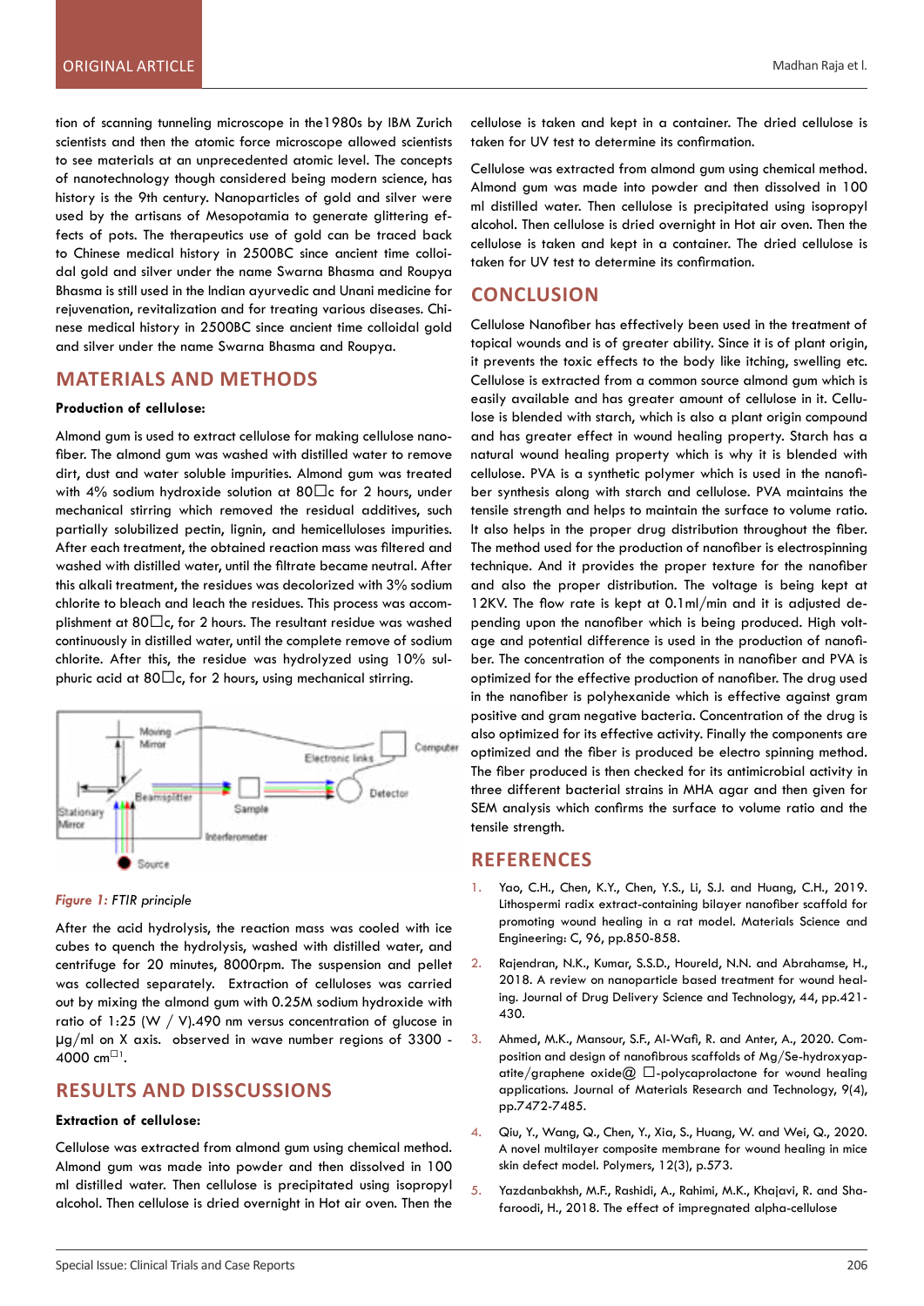tion of scanning tunneling microscope in the1980s by IBM Zurich scientists and then the atomic force microscope allowed scientists to see materials at an unprecedented atomic level. The concepts of nanotechnology though considered being modern science, has history is the 9th century. Nanoparticles of gold and silver were used by the artisans of Mesopotamia to generate glittering effects of pots. The therapeutics use of gold can be traced back to Chinese medical history in 2500BC since ancient time colloidal gold and silver under the name Swarna Bhasma and Roupya Bhasma is still used in the Indian ayurvedic and Unani medicine for rejuvenation, revitalization and for treating various diseases. Chinese medical history in 2500BC since ancient time colloidal gold and silver under the name Swarna Bhasma and Roupya.

## MATERIALS AND METHODS

### Production of cellulose:

Almond gum is used to extract cellulose for making cellulose nanofiber. The almond gum was washed with distilled water to remove dirt, dust and water soluble impurities. Almond gum was treated with 4% sodium hydroxide solution at 80□c for 2 hours, under mechanical stirring which removed the residual additives, such partially solubilized pectin, lignin, and hemicelluloses impurities. After each treatment, the obtained reaction mass was filtered and washed with distilled water, until the filtrate became neutral. After this alkali treatment, the residues was decolorized with 3% sodium chlorite to bleach and leach the residues. This process was accomplishment at 80□c, for 2 hours. The resultant residue was washed continuously in distilled water, until the complete remove of sodium chlorite. After this, the residue was hydrolyzed using 10% sulphuric acid at 80□c, for 2 hours, using mechanical stirring.

Moving Mirror
Stationary Mirror
Beamsplitter
Source
Sample
Electronic links
Computer
Detector
Interferometer

*Figure 1: FTIR principle*

After the acid hydrolysis, the reaction mass was cooled with ice cubes to quench the hydrolysis, washed with distilled water, and centrifuge for 20 minutes, 8000rpm. The suspension and pellet was collected separately. Extraction of celluloses was carried out by mixing the almond gum with 0.25M sodium hydroxide with ratio of 1:25 (W / V).490 nm versus concentration of glucose in μg/ml on X axis. observed in wave number regions of 3300 - 4000 cm$^{□1}$.

## RESULTS AND DISSCUSSIONS

### Extraction of cellulose:

Cellulose was extracted from almond gum using chemical method. Almond gum was made into powder and then dissolved in 100 ml distilled water. Then cellulose is precipitated using isopropyl alcohol. Then cellulose is dried overnight in Hot air oven. Then the cellulose is taken and kept in a container. The dried cellulose is taken for UV test to determine its confirmation.

Cellulose was extracted from almond gum using chemical method. Almond gum was made into powder and then dissolved in 100 ml distilled water. Then cellulose is precipitated using isopropyl alcohol. Then cellulose is dried overnight in Hot air oven. Then the cellulose is taken and kept in a container. The dried cellulose is taken for UV test to determine its confirmation.

## CONCLUSION

Cellulose Nanofiber has effectively been used in the treatment of topical wounds and is of greater ability. Since it is of plant origin, it prevents the toxic effects to the body like itching, swelling etc. Cellulose is extracted from a common source almond gum which is easily available and has greater amount of cellulose in it. Cellulose is blended with starch, which is also a plant origin compound and has greater effect in wound healing property. Starch has a natural wound healing property which is why it is blended with cellulose. PVA is a synthetic polymer which is used in the nanofiber synthesis along with starch and cellulose. PVA maintains the tensile strength and helps to maintain the surface to volume ratio. It also helps in the proper drug distribution throughout the fiber. The method used for the production of nanofiber is electrospinning technique. And it provides the proper texture for the nanofiber and also the proper distribution. The voltage is being kept at 12KV. The flow rate is kept at 0.1ml/min and it is adjusted depending upon the nanofiber which is being produced. High voltage and potential difference is used in the production of nanofiber. The concentration of the components in nanofiber and PVA is optimized for the effective production of nanofiber. The drug used in the nanofiber is polyhexanide which is effective against gram positive and gram negative bacteria. Concentration of the drug is also optimized for its effective activity. Finally the components are optimized and the fiber is produced be electro spinning method. The fiber produced is then checked for its antimicrobial activity in three different bacterial strains in MHA agar and then given for SEM analysis which confirms the surface to volume ratio and the tensile strength.

## REFERENCES

1. Yao, C.H., Chen, K.Y., Chen, Y.S., Li, S.J. and Huang, C.H., 2019. Lithospermi radix extract-containing bilayer nanofiber scaffold for promoting wound healing in a rat model. Materials Science and Engineering: C, 96, pp.850-858.
2. Rajendran, N.K., Kumar, S.S.D., Houreld, N.N. and Abrahamse, H., 2018. A review on nanoparticle based treatment for wound healing. Journal of Drug Delivery Science and Technology, 44, pp.421-430.
3. Ahmed, M.K., Mansour, S.F., Al-Wafi, R. and Anter, A., 2020. Composition and design of nanofibrous scaffolds of Mg/Se-hydroxyapatite/graphene oxide@ □-polycaprolactone for wound healing applications. Journal of Materials Research and Technology, 9(4), pp.7472-7485.
4. Qiu, Y., Wang, Q., Chen, Y., Xia, S., Huang, W. and Wei, Q., 2020. A novel multilayer composite membrane for wound healing in mice skin defect model. Polymers, 12(3), p.573.
5. Yazdanbakhsh, M.F., Rashidi, A., Rahimi, M.K., Khajavi, R. and Shafaroodi, H., 2018. The effect of impregnated alpha-cellulose